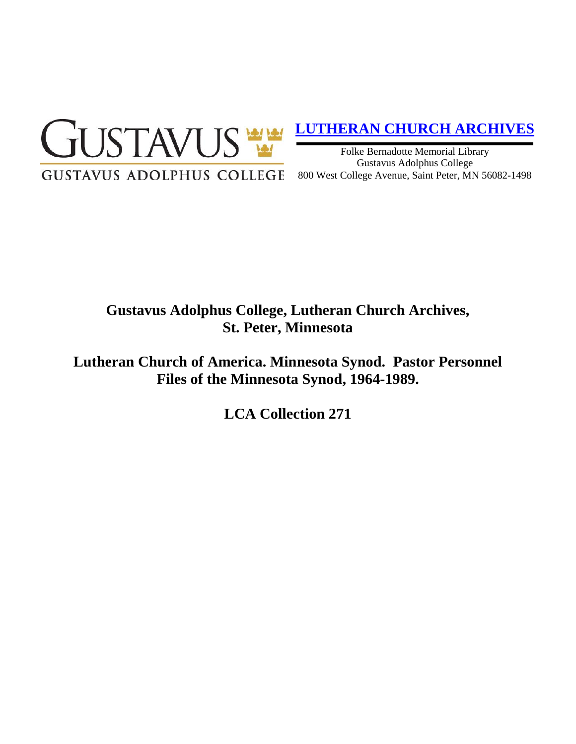GUSTAVUS

GUSTAVUS ADOLPHUS COLLEGE

**LUTHERAN CHURCH ARCHIVES**

Folke Bernadotte Memorial Library
Gustavus Adolphus College
800 West College Avenue, Saint Peter, MN 56082-1498

# Gustavus Adolphus College, Lutheran Church Archives, St. Peter, Minnesota

# Lutheran Church of America. Minnesota Synod. Pastor Personnel Files of the Minnesota Synod, 1964-1989.

# LCA Collection 271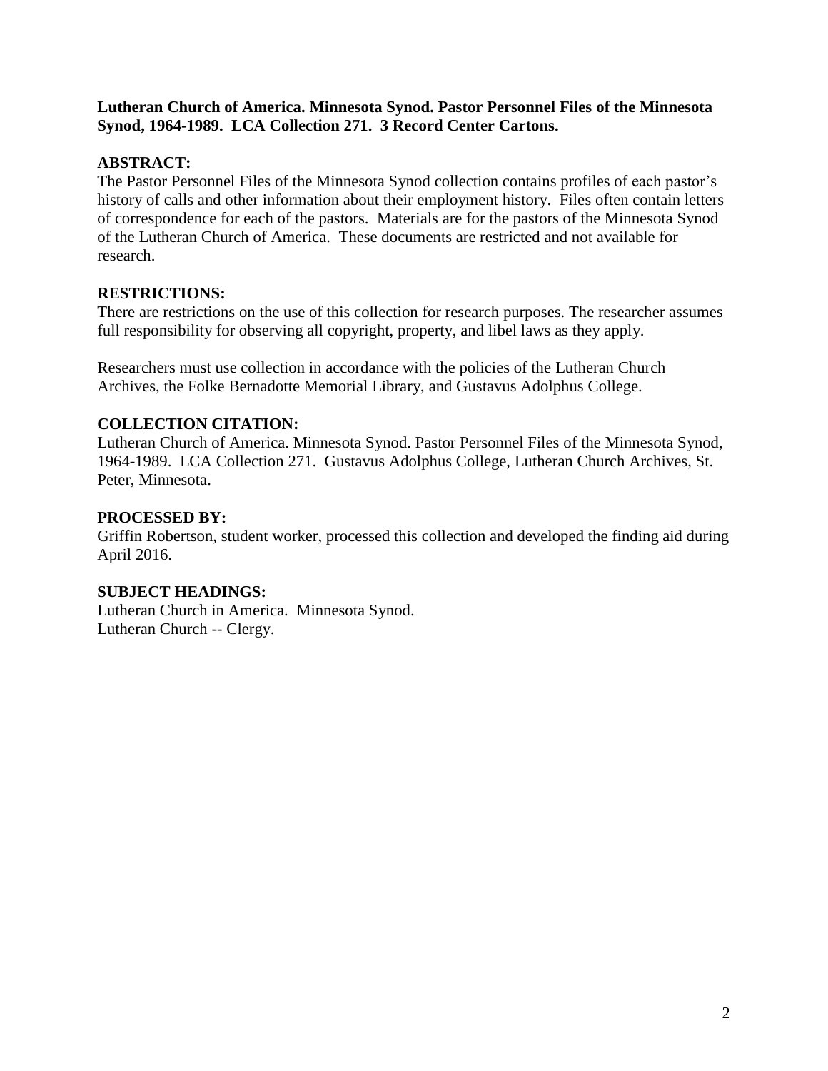**Lutheran Church of America. Minnesota Synod. Pastor Personnel Files of the Minnesota Synod, 1964-1989. LCA Collection 271. 3 Record Center Cartons.**

## ABSTRACT:

The Pastor Personnel Files of the Minnesota Synod collection contains profiles of each pastor's history of calls and other information about their employment history. Files often contain letters of correspondence for each of the pastors. Materials are for the pastors of the Minnesota Synod of the Lutheran Church of America. These documents are restricted and not available for research.

## RESTRICTIONS:

There are restrictions on the use of this collection for research purposes. The researcher assumes full responsibility for observing all copyright, property, and libel laws as they apply.

Researchers must use collection in accordance with the policies of the Lutheran Church Archives, the Folke Bernadotte Memorial Library, and Gustavus Adolphus College.

## COLLECTION CITATION:

Lutheran Church of America. Minnesota Synod. Pastor Personnel Files of the Minnesota Synod, 1964-1989. LCA Collection 271. Gustavus Adolphus College, Lutheran Church Archives, St. Peter, Minnesota.

## PROCESSED BY:

Griffin Robertson, student worker, processed this collection and developed the finding aid during April 2016.

## SUBJECT HEADINGS:

Lutheran Church in America. Minnesota Synod.
Lutheran Church -- Clergy.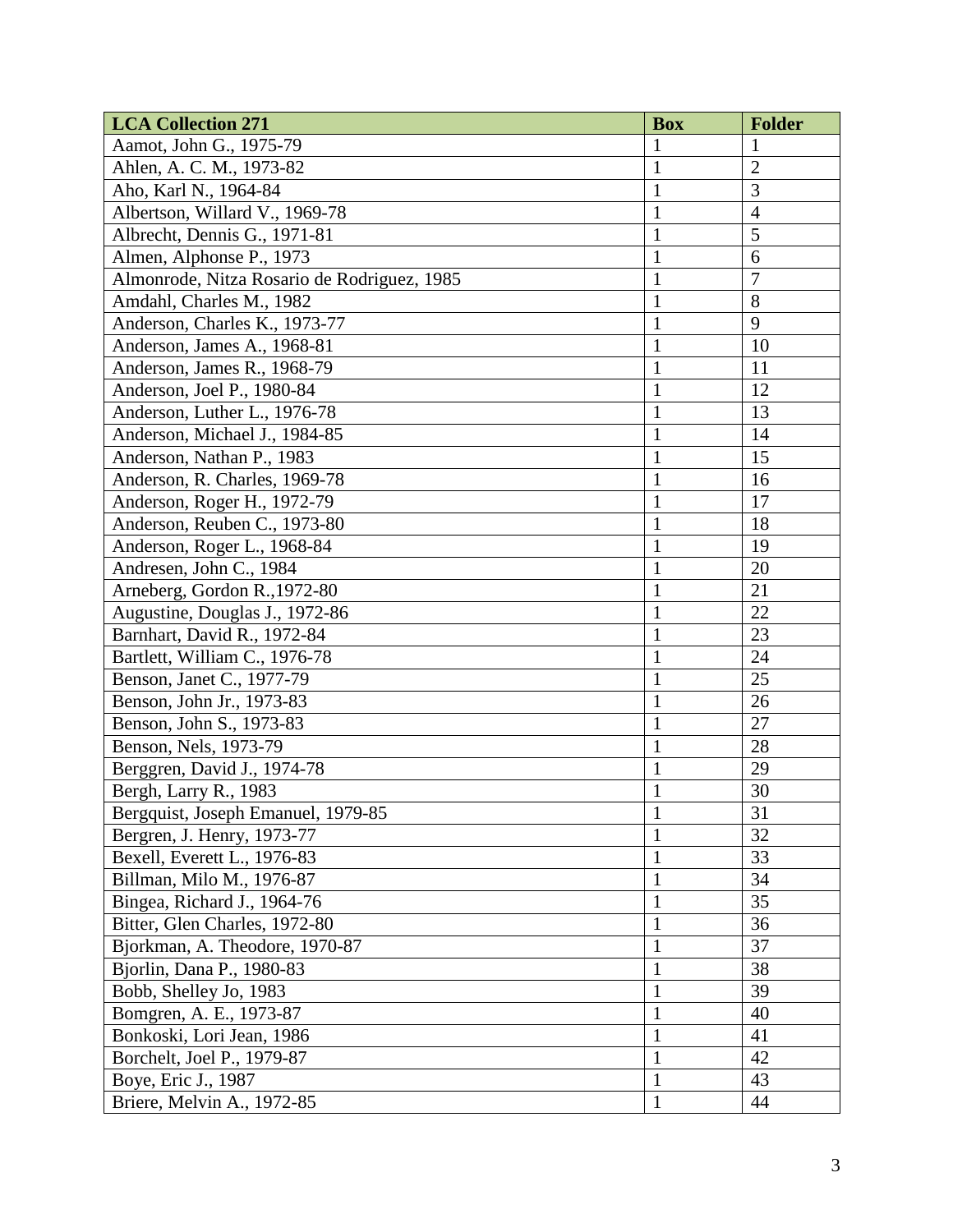| LCA Collection 271 | Box | Folder |
|---|---|---|
| Aamot, John G., 1975-79 | 1 | 1 |
| Ahlen, A. C. M., 1973-82 | 1 | 2 |
| Aho, Karl N., 1964-84 | 1 | 3 |
| Albertson, Willard V., 1969-78 | 1 | 4 |
| Albrecht, Dennis G., 1971-81 | 1 | 5 |
| Almen, Alphonse P., 1973 | 1 | 6 |
| Almonrode, Nitza Rosario de Rodriguez, 1985 | 1 | 7 |
| Amdahl, Charles M., 1982 | 1 | 8 |
| Anderson, Charles K., 1973-77 | 1 | 9 |
| Anderson, James A., 1968-81 | 1 | 10 |
| Anderson, James R., 1968-79 | 1 | 11 |
| Anderson, Joel P., 1980-84 | 1 | 12 |
| Anderson, Luther L., 1976-78 | 1 | 13 |
| Anderson, Michael J., 1984-85 | 1 | 14 |
| Anderson, Nathan P., 1983 | 1 | 15 |
| Anderson, R. Charles, 1969-78 | 1 | 16 |
| Anderson, Roger H., 1972-79 | 1 | 17 |
| Anderson, Reuben C., 1973-80 | 1 | 18 |
| Anderson, Roger L., 1968-84 | 1 | 19 |
| Andresen, John C., 1984 | 1 | 20 |
| Arneberg, Gordon R.,1972-80 | 1 | 21 |
| Augustine, Douglas J., 1972-86 | 1 | 22 |
| Barnhart, David R., 1972-84 | 1 | 23 |
| Bartlett, William C., 1976-78 | 1 | 24 |
| Benson, Janet C., 1977-79 | 1 | 25 |
| Benson, John Jr., 1973-83 | 1 | 26 |
| Benson, John S., 1973-83 | 1 | 27 |
| Benson, Nels, 1973-79 | 1 | 28 |
| Berggren, David J., 1974-78 | 1 | 29 |
| Bergh, Larry R., 1983 | 1 | 30 |
| Bergquist, Joseph Emanuel, 1979-85 | 1 | 31 |
| Bergren, J. Henry, 1973-77 | 1 | 32 |
| Bexell, Everett L., 1976-83 | 1 | 33 |
| Billman, Milo M., 1976-87 | 1 | 34 |
| Bingea, Richard J., 1964-76 | 1 | 35 |
| Bitter, Glen Charles, 1972-80 | 1 | 36 |
| Bjorkman, A. Theodore, 1970-87 | 1 | 37 |
| Bjorlin, Dana P., 1980-83 | 1 | 38 |
| Bobb, Shelley Jo, 1983 | 1 | 39 |
| Bomgren, A. E., 1973-87 | 1 | 40 |
| Bonkoski, Lori Jean, 1986 | 1 | 41 |
| Borchelt, Joel P., 1979-87 | 1 | 42 |
| Boye, Eric J., 1987 | 1 | 43 |
| Briere, Melvin A., 1972-85 | 1 | 44 |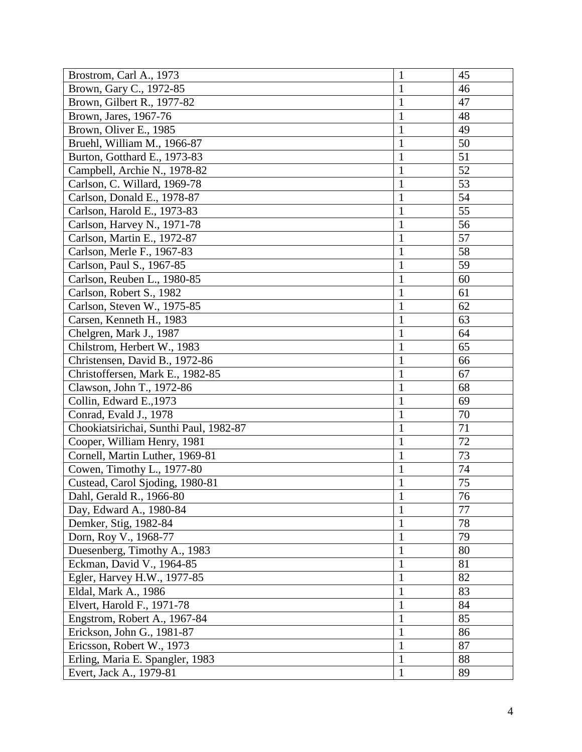| | | |
|---|---|---|
| Brostrom, Carl A., 1973 | 1 | 45 |
| Brown, Gary C., 1972-85 | 1 | 46 |
| Brown, Gilbert R., 1977-82 | 1 | 47 |
| Brown, Jares, 1967-76 | 1 | 48 |
| Brown, Oliver E., 1985 | 1 | 49 |
| Bruehl, William M., 1966-87 | 1 | 50 |
| Burton, Gotthard E., 1973-83 | 1 | 51 |
| Campbell, Archie N., 1978-82 | 1 | 52 |
| Carlson, C. Willard, 1969-78 | 1 | 53 |
| Carlson, Donald E., 1978-87 | 1 | 54 |
| Carlson, Harold E., 1973-83 | 1 | 55 |
| Carlson, Harvey N., 1971-78 | 1 | 56 |
| Carlson, Martin E., 1972-87 | 1 | 57 |
| Carlson, Merle F., 1967-83 | 1 | 58 |
| Carlson, Paul S., 1967-85 | 1 | 59 |
| Carlson, Reuben L., 1980-85 | 1 | 60 |
| Carlson, Robert S., 1982 | 1 | 61 |
| Carlson, Steven W., 1975-85 | 1 | 62 |
| Carsen, Kenneth H., 1983 | 1 | 63 |
| Chelgren, Mark J., 1987 | 1 | 64 |
| Chilstrom, Herbert W., 1983 | 1 | 65 |
| Christensen, David B., 1972-86 | 1 | 66 |
| Christoffersen, Mark E., 1982-85 | 1 | 67 |
| Clawson, John T., 1972-86 | 1 | 68 |
| Collin, Edward E.,1973 | 1 | 69 |
| Conrad, Evald J., 1978 | 1 | 70 |
| Chookiatsirichai, Sunthi Paul, 1982-87 | 1 | 71 |
| Cooper, William Henry, 1981 | 1 | 72 |
| Cornell, Martin Luther, 1969-81 | 1 | 73 |
| Cowen, Timothy L., 1977-80 | 1 | 74 |
| Custead, Carol Sjoding, 1980-81 | 1 | 75 |
| Dahl, Gerald R., 1966-80 | 1 | 76 |
| Day, Edward A., 1980-84 | 1 | 77 |
| Demker, Stig, 1982-84 | 1 | 78 |
| Dorn, Roy V., 1968-77 | 1 | 79 |
| Duesenberg, Timothy A., 1983 | 1 | 80 |
| Eckman, David V., 1964-85 | 1 | 81 |
| Egler, Harvey H.W., 1977-85 | 1 | 82 |
| Eldal, Mark A., 1986 | 1 | 83 |
| Elvert, Harold F., 1971-78 | 1 | 84 |
| Engstrom, Robert A., 1967-84 | 1 | 85 |
| Erickson, John G., 1981-87 | 1 | 86 |
| Ericsson, Robert W., 1973 | 1 | 87 |
| Erling, Maria E. Spangler, 1983 | 1 | 88 |
| Evert, Jack A., 1979-81 | 1 | 89 |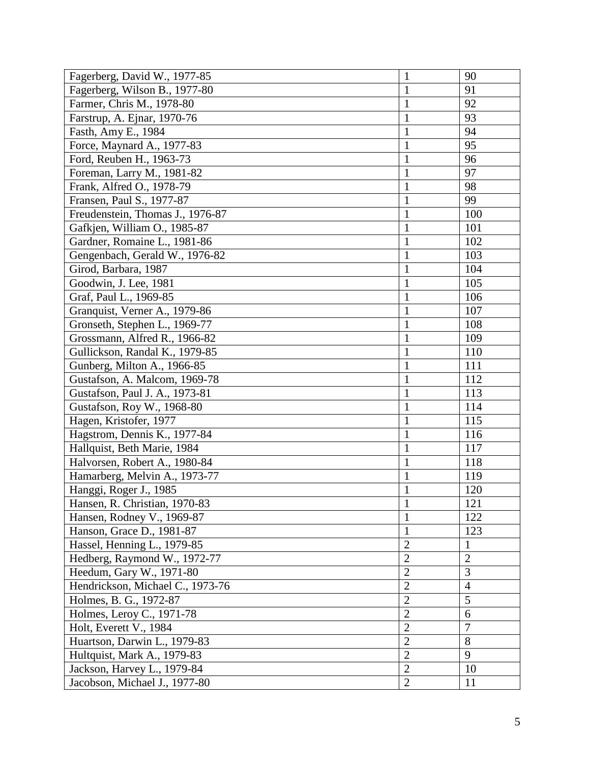| Fagerberg, David W., 1977-85 | 1 | 90 |
|---|---|---|
| Fagerberg, Wilson B., 1977-80 | 1 | 91 |
| Farmer, Chris M., 1978-80 | 1 | 92 |
| Farstrup, A. Ejnar, 1970-76 | 1 | 93 |
| Fasth, Amy E., 1984 | 1 | 94 |
| Force, Maynard A., 1977-83 | 1 | 95 |
| Ford, Reuben H., 1963-73 | 1 | 96 |
| Foreman, Larry M., 1981-82 | 1 | 97 |
| Frank, Alfred O., 1978-79 | 1 | 98 |
| Fransen, Paul S., 1977-87 | 1 | 99 |
| Freudenstein, Thomas J., 1976-87 | 1 | 100 |
| Gafkjen, William O., 1985-87 | 1 | 101 |
| Gardner, Romaine L., 1981-86 | 1 | 102 |
| Gengenbach, Gerald W., 1976-82 | 1 | 103 |
| Girod, Barbara, 1987 | 1 | 104 |
| Goodwin, J. Lee, 1981 | 1 | 105 |
| Graf, Paul L., 1969-85 | 1 | 106 |
| Granquist, Verner A., 1979-86 | 1 | 107 |
| Gronseth, Stephen L., 1969-77 | 1 | 108 |
| Grossmann, Alfred R., 1966-82 | 1 | 109 |
| Gullickson, Randal K., 1979-85 | 1 | 110 |
| Gunberg, Milton A., 1966-85 | 1 | 111 |
| Gustafson, A. Malcom, 1969-78 | 1 | 112 |
| Gustafson, Paul J. A., 1973-81 | 1 | 113 |
| Gustafson, Roy W., 1968-80 | 1 | 114 |
| Hagen, Kristofer, 1977 | 1 | 115 |
| Hagstrom, Dennis K., 1977-84 | 1 | 116 |
| Hallquist, Beth Marie, 1984 | 1 | 117 |
| Halvorsen, Robert A., 1980-84 | 1 | 118 |
| Hamarberg, Melvin A., 1973-77 | 1 | 119 |
| Hanggi, Roger J., 1985 | 1 | 120 |
| Hansen, R. Christian, 1970-83 | 1 | 121 |
| Hansen, Rodney V., 1969-87 | 1 | 122 |
| Hanson, Grace D., 1981-87 | 1 | 123 |
| Hassel, Henning L., 1979-85 | 2 | 1 |
| Hedberg, Raymond W., 1972-77 | 2 | 2 |
| Heedum, Gary W., 1971-80 | 2 | 3 |
| Hendrickson, Michael C., 1973-76 | 2 | 4 |
| Holmes, B. G., 1972-87 | 2 | 5 |
| Holmes, Leroy C., 1971-78 | 2 | 6 |
| Holt, Everett V., 1984 | 2 | 7 |
| Huartson, Darwin L., 1979-83 | 2 | 8 |
| Hultquist, Mark A., 1979-83 | 2 | 9 |
| Jackson, Harvey L., 1979-84 | 2 | 10 |
| Jacobson, Michael J., 1977-80 | 2 | 11 |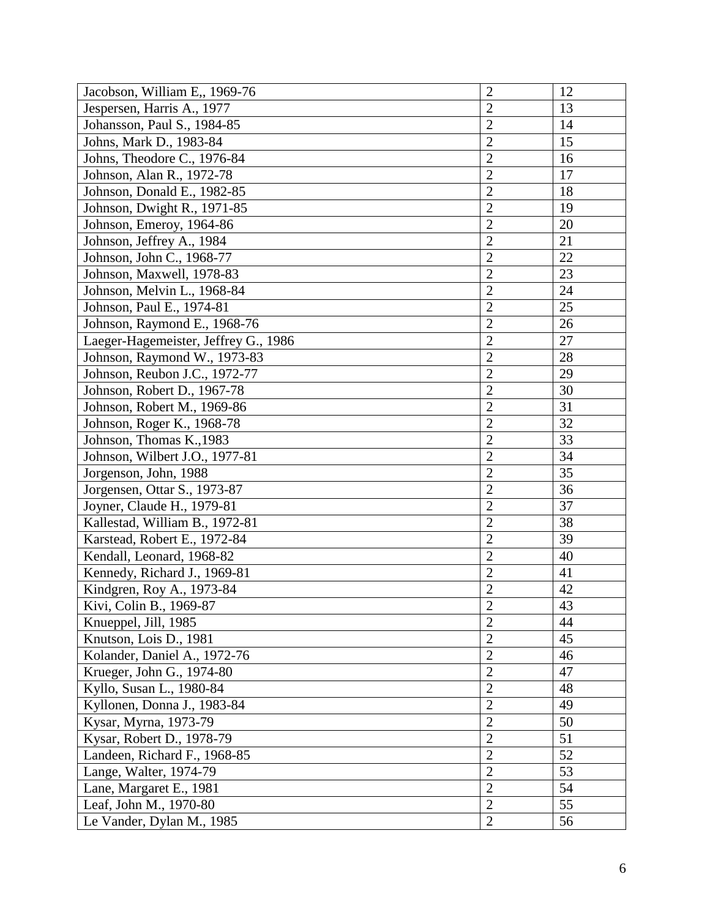| Jacobson, William E,, 1969-76 | 2 | 12 |
|---|---|---|
| Jespersen, Harris A., 1977 | 2 | 13 |
| Johansson, Paul S., 1984-85 | 2 | 14 |
| Johns, Mark D., 1983-84 | 2 | 15 |
| Johns, Theodore C., 1976-84 | 2 | 16 |
| Johnson, Alan R., 1972-78 | 2 | 17 |
| Johnson, Donald E., 1982-85 | 2 | 18 |
| Johnson, Dwight R., 1971-85 | 2 | 19 |
| Johnson, Emeroy, 1964-86 | 2 | 20 |
| Johnson, Jeffrey A., 1984 | 2 | 21 |
| Johnson, John C., 1968-77 | 2 | 22 |
| Johnson, Maxwell, 1978-83 | 2 | 23 |
| Johnson, Melvin L., 1968-84 | 2 | 24 |
| Johnson, Paul E., 1974-81 | 2 | 25 |
| Johnson, Raymond E., 1968-76 | 2 | 26 |
| Laeger-Hagemeister, Jeffrey G., 1986 | 2 | 27 |
| Johnson, Raymond W., 1973-83 | 2 | 28 |
| Johnson, Reubon J.C., 1972-77 | 2 | 29 |
| Johnson, Robert D., 1967-78 | 2 | 30 |
| Johnson, Robert M., 1969-86 | 2 | 31 |
| Johnson, Roger K., 1968-78 | 2 | 32 |
| Johnson, Thomas K.,1983 | 2 | 33 |
| Johnson, Wilbert J.O., 1977-81 | 2 | 34 |
| Jorgenson, John, 1988 | 2 | 35 |
| Jorgensen, Ottar S., 1973-87 | 2 | 36 |
| Joyner, Claude H., 1979-81 | 2 | 37 |
| Kallestad, William B., 1972-81 | 2 | 38 |
| Karstead, Robert E., 1972-84 | 2 | 39 |
| Kendall, Leonard, 1968-82 | 2 | 40 |
| Kennedy, Richard J., 1969-81 | 2 | 41 |
| Kindgren, Roy A., 1973-84 | 2 | 42 |
| Kivi, Colin B., 1969-87 | 2 | 43 |
| Knueppel, Jill, 1985 | 2 | 44 |
| Knutson, Lois D., 1981 | 2 | 45 |
| Kolander, Daniel A., 1972-76 | 2 | 46 |
| Krueger, John G., 1974-80 | 2 | 47 |
| Kyllo, Susan L., 1980-84 | 2 | 48 |
| Kyllonen, Donna J., 1983-84 | 2 | 49 |
| Kysar, Myrna, 1973-79 | 2 | 50 |
| Kysar, Robert D., 1978-79 | 2 | 51 |
| Landeen, Richard F., 1968-85 | 2 | 52 |
| Lange, Walter, 1974-79 | 2 | 53 |
| Lane, Margaret E., 1981 | 2 | 54 |
| Leaf, John M., 1970-80 | 2 | 55 |
| Le Vander, Dylan M., 1985 | 2 | 56 |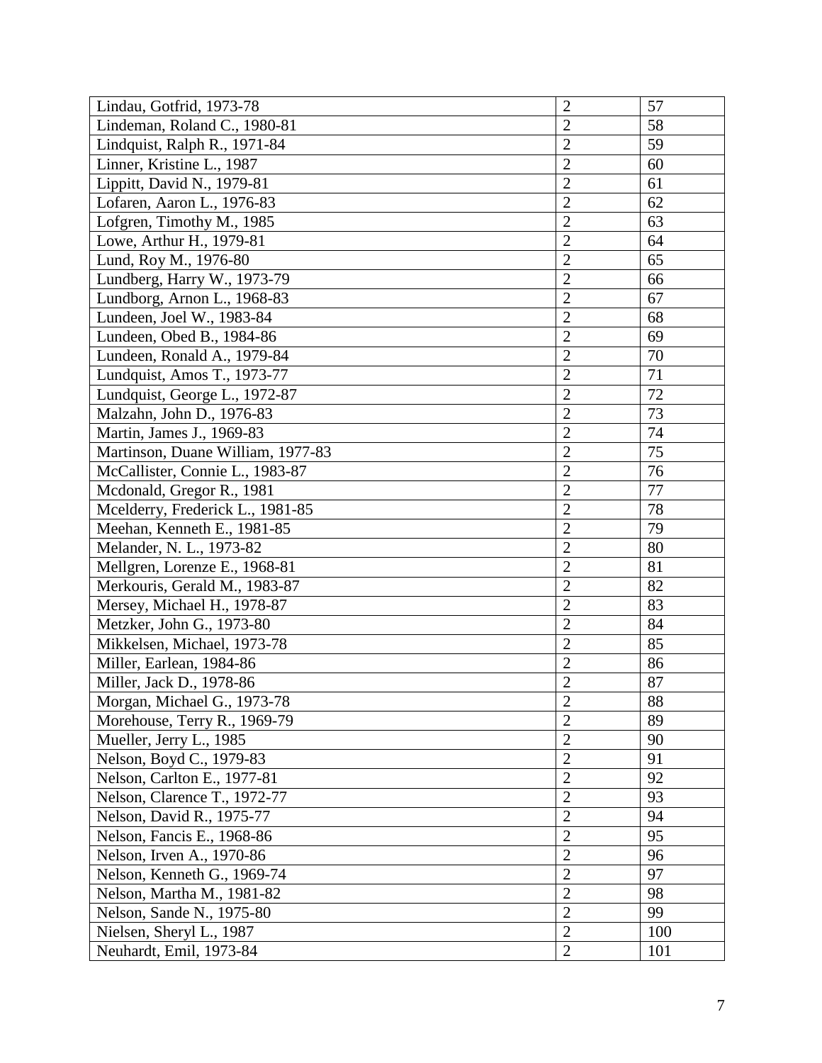| | | |
|---|---|---|
| Lindau, Gotfrid, 1973-78 | 2 | 57 |
| Lindeman, Roland C., 1980-81 | 2 | 58 |
| Lindquist, Ralph R., 1971-84 | 2 | 59 |
| Linner, Kristine L., 1987 | 2 | 60 |
| Lippitt, David N., 1979-81 | 2 | 61 |
| Lofaren, Aaron L., 1976-83 | 2 | 62 |
| Lofgren, Timothy M., 1985 | 2 | 63 |
| Lowe, Arthur H., 1979-81 | 2 | 64 |
| Lund, Roy M., 1976-80 | 2 | 65 |
| Lundberg, Harry W., 1973-79 | 2 | 66 |
| Lundborg, Arnon L., 1968-83 | 2 | 67 |
| Lundeen, Joel W., 1983-84 | 2 | 68 |
| Lundeen, Obed B., 1984-86 | 2 | 69 |
| Lundeen, Ronald A., 1979-84 | 2 | 70 |
| Lundquist, Amos T., 1973-77 | 2 | 71 |
| Lundquist, George L., 1972-87 | 2 | 72 |
| Malzahn, John D., 1976-83 | 2 | 73 |
| Martin, James J., 1969-83 | 2 | 74 |
| Martinson, Duane William, 1977-83 | 2 | 75 |
| McCallister, Connie L., 1983-87 | 2 | 76 |
| Mcdonald, Gregor R., 1981 | 2 | 77 |
| Mcelderry, Frederick L., 1981-85 | 2 | 78 |
| Meehan, Kenneth E., 1981-85 | 2 | 79 |
| Melander, N. L., 1973-82 | 2 | 80 |
| Mellgren, Lorenze E., 1968-81 | 2 | 81 |
| Merkouris, Gerald M., 1983-87 | 2 | 82 |
| Mersey, Michael H., 1978-87 | 2 | 83 |
| Metzker, John G., 1973-80 | 2 | 84 |
| Mikkelsen, Michael, 1973-78 | 2 | 85 |
| Miller, Earlean, 1984-86 | 2 | 86 |
| Miller, Jack D., 1978-86 | 2 | 87 |
| Morgan, Michael G., 1973-78 | 2 | 88 |
| Morehouse, Terry R., 1969-79 | 2 | 89 |
| Mueller, Jerry L., 1985 | 2 | 90 |
| Nelson, Boyd C., 1979-83 | 2 | 91 |
| Nelson, Carlton E., 1977-81 | 2 | 92 |
| Nelson, Clarence T., 1972-77 | 2 | 93 |
| Nelson, David R., 1975-77 | 2 | 94 |
| Nelson, Fancis E., 1968-86 | 2 | 95 |
| Nelson, Irven A., 1970-86 | 2 | 96 |
| Nelson, Kenneth G., 1969-74 | 2 | 97 |
| Nelson, Martha M., 1981-82 | 2 | 98 |
| Nelson, Sande N., 1975-80 | 2 | 99 |
| Nielsen, Sheryl L., 1987 | 2 | 100 |
| Neuhardt, Emil, 1973-84 | 2 | 101 |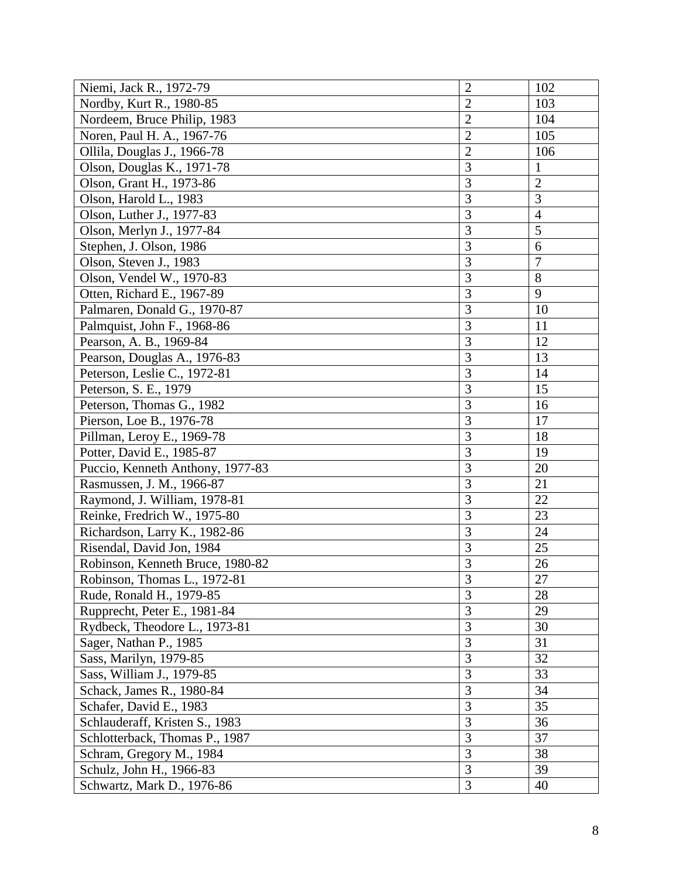| Niemi, Jack R., 1972-79 | 2 | 102 |
|---|---|---|
| Nordby, Kurt R., 1980-85 | 2 | 103 |
| Nordeem, Bruce Philip, 1983 | 2 | 104 |
| Noren, Paul H. A., 1967-76 | 2 | 105 |
| Ollila, Douglas J., 1966-78 | 2 | 106 |
| Olson, Douglas K., 1971-78 | 3 | 1 |
| Olson, Grant H., 1973-86 | 3 | 2 |
| Olson, Harold L., 1983 | 3 | 3 |
| Olson, Luther J., 1977-83 | 3 | 4 |
| Olson, Merlyn J., 1977-84 | 3 | 5 |
| Stephen, J. Olson, 1986 | 3 | 6 |
| Olson, Steven J., 1983 | 3 | 7 |
| Olson, Vendel W., 1970-83 | 3 | 8 |
| Otten, Richard E., 1967-89 | 3 | 9 |
| Palmaren, Donald G., 1970-87 | 3 | 10 |
| Palmquist, John F., 1968-86 | 3 | 11 |
| Pearson, A. B., 1969-84 | 3 | 12 |
| Pearson, Douglas A., 1976-83 | 3 | 13 |
| Peterson, Leslie C., 1972-81 | 3 | 14 |
| Peterson, S. E., 1979 | 3 | 15 |
| Peterson, Thomas G., 1982 | 3 | 16 |
| Pierson, Loe B., 1976-78 | 3 | 17 |
| Pillman, Leroy E., 1969-78 | 3 | 18 |
| Potter, David E., 1985-87 | 3 | 19 |
| Puccio, Kenneth Anthony, 1977-83 | 3 | 20 |
| Rasmussen, J. M., 1966-87 | 3 | 21 |
| Raymond, J. William, 1978-81 | 3 | 22 |
| Reinke, Fredrich W., 1975-80 | 3 | 23 |
| Richardson, Larry K., 1982-86 | 3 | 24 |
| Risendal, David Jon, 1984 | 3 | 25 |
| Robinson, Kenneth Bruce, 1980-82 | 3 | 26 |
| Robinson, Thomas L., 1972-81 | 3 | 27 |
| Rude, Ronald H., 1979-85 | 3 | 28 |
| Rupprecht, Peter E., 1981-84 | 3 | 29 |
| Rydbeck, Theodore L., 1973-81 | 3 | 30 |
| Sager, Nathan P., 1985 | 3 | 31 |
| Sass, Marilyn, 1979-85 | 3 | 32 |
| Sass, William J., 1979-85 | 3 | 33 |
| Schack, James R., 1980-84 | 3 | 34 |
| Schafer, David E., 1983 | 3 | 35 |
| Schlauderaff, Kristen S., 1983 | 3 | 36 |
| Schlotterback, Thomas P., 1987 | 3 | 37 |
| Schram, Gregory M., 1984 | 3 | 38 |
| Schulz, John H., 1966-83 | 3 | 39 |
| Schwartz, Mark D., 1976-86 | 3 | 40 |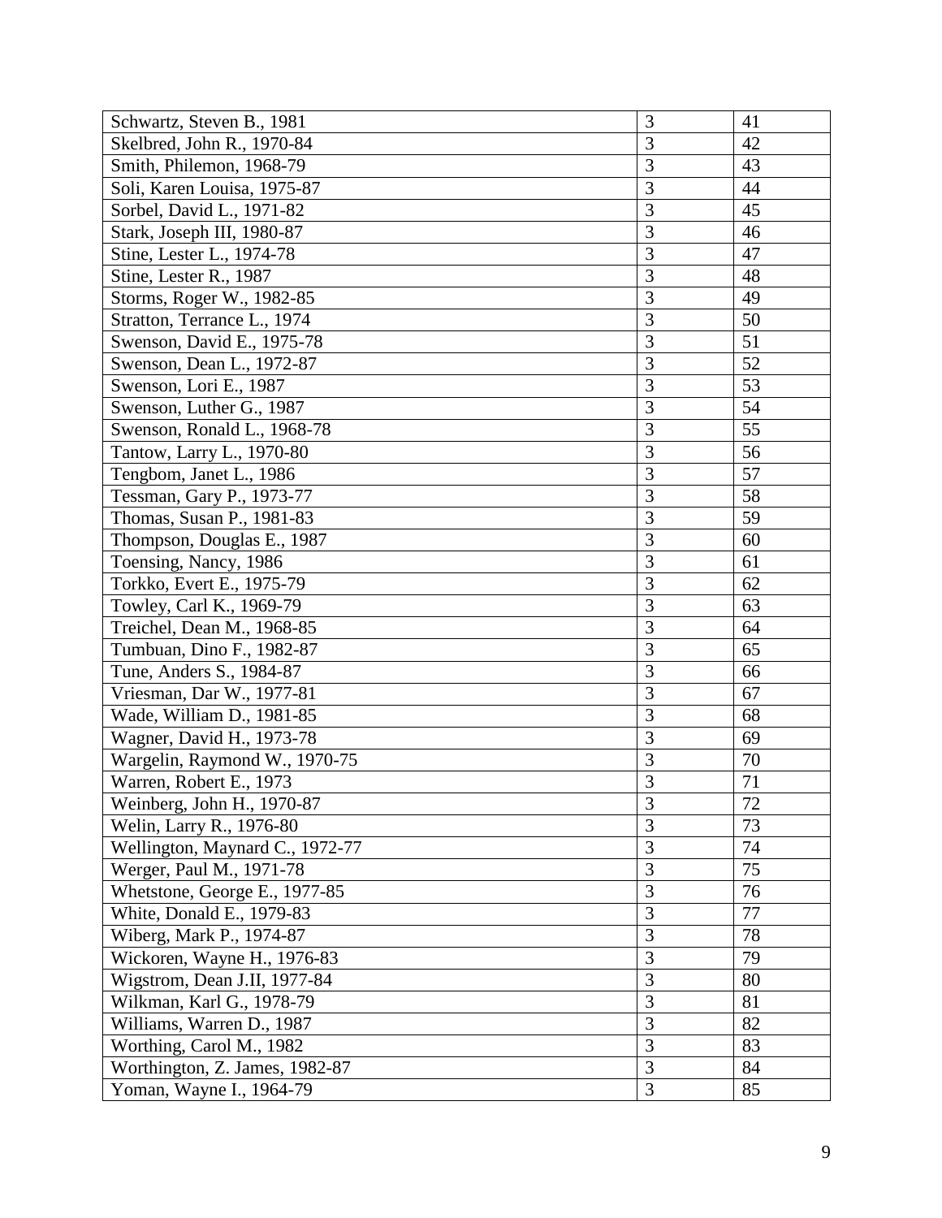| | | |
|---|---|---|
| Schwartz, Steven B., 1981 | 3 | 41 |
| Skelbred, John R., 1970-84 | 3 | 42 |
| Smith, Philemon, 1968-79 | 3 | 43 |
| Soli, Karen Louisa, 1975-87 | 3 | 44 |
| Sorbel, David L., 1971-82 | 3 | 45 |
| Stark, Joseph III, 1980-87 | 3 | 46 |
| Stine, Lester L., 1974-78 | 3 | 47 |
| Stine, Lester R., 1987 | 3 | 48 |
| Storms, Roger W., 1982-85 | 3 | 49 |
| Stratton, Terrance L., 1974 | 3 | 50 |
| Swenson, David E., 1975-78 | 3 | 51 |
| Swenson, Dean L., 1972-87 | 3 | 52 |
| Swenson, Lori E., 1987 | 3 | 53 |
| Swenson, Luther G., 1987 | 3 | 54 |
| Swenson, Ronald L., 1968-78 | 3 | 55 |
| Tantow, Larry L., 1970-80 | 3 | 56 |
| Tengbom, Janet L., 1986 | 3 | 57 |
| Tessman, Gary P., 1973-77 | 3 | 58 |
| Thomas, Susan P., 1981-83 | 3 | 59 |
| Thompson, Douglas E., 1987 | 3 | 60 |
| Toensing, Nancy, 1986 | 3 | 61 |
| Torkko, Evert E., 1975-79 | 3 | 62 |
| Towley, Carl K., 1969-79 | 3 | 63 |
| Treichel, Dean M., 1968-85 | 3 | 64 |
| Tumbuan, Dino F., 1982-87 | 3 | 65 |
| Tune, Anders S., 1984-87 | 3 | 66 |
| Vriesman, Dar W., 1977-81 | 3 | 67 |
| Wade, William D., 1981-85 | 3 | 68 |
| Wagner, David H., 1973-78 | 3 | 69 |
| Wargelin, Raymond W., 1970-75 | 3 | 70 |
| Warren, Robert E., 1973 | 3 | 71 |
| Weinberg, John H., 1970-87 | 3 | 72 |
| Welin, Larry R., 1976-80 | 3 | 73 |
| Wellington, Maynard C., 1972-77 | 3 | 74 |
| Werger, Paul M., 1971-78 | 3 | 75 |
| Whetstone, George E., 1977-85 | 3 | 76 |
| White, Donald E., 1979-83 | 3 | 77 |
| Wiberg, Mark P., 1974-87 | 3 | 78 |
| Wickoren, Wayne H., 1976-83 | 3 | 79 |
| Wigstrom, Dean J.II, 1977-84 | 3 | 80 |
| Wilkman, Karl G., 1978-79 | 3 | 81 |
| Williams, Warren D., 1987 | 3 | 82 |
| Worthing, Carol M., 1982 | 3 | 83 |
| Worthington, Z. James, 1982-87 | 3 | 84 |
| Yoman, Wayne I., 1964-79 | 3 | 85 |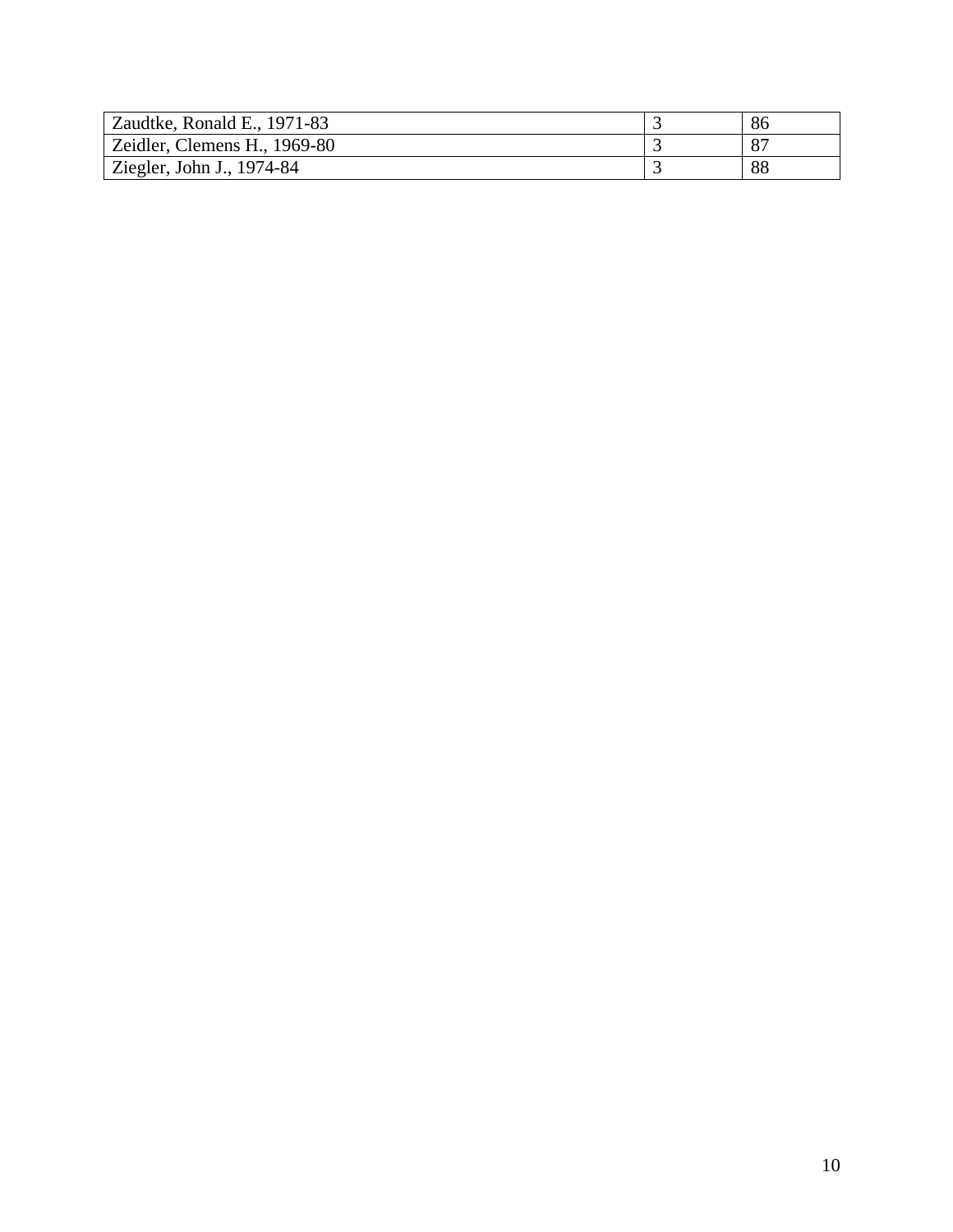| | | |
|---|---|---|
| Zaudtke, Ronald E., 1971-83 | 3 | 86 |
| Zeidler, Clemens H., 1969-80 | 3 | 87 |
| Ziegler, John J., 1974-84 | 3 | 88 |